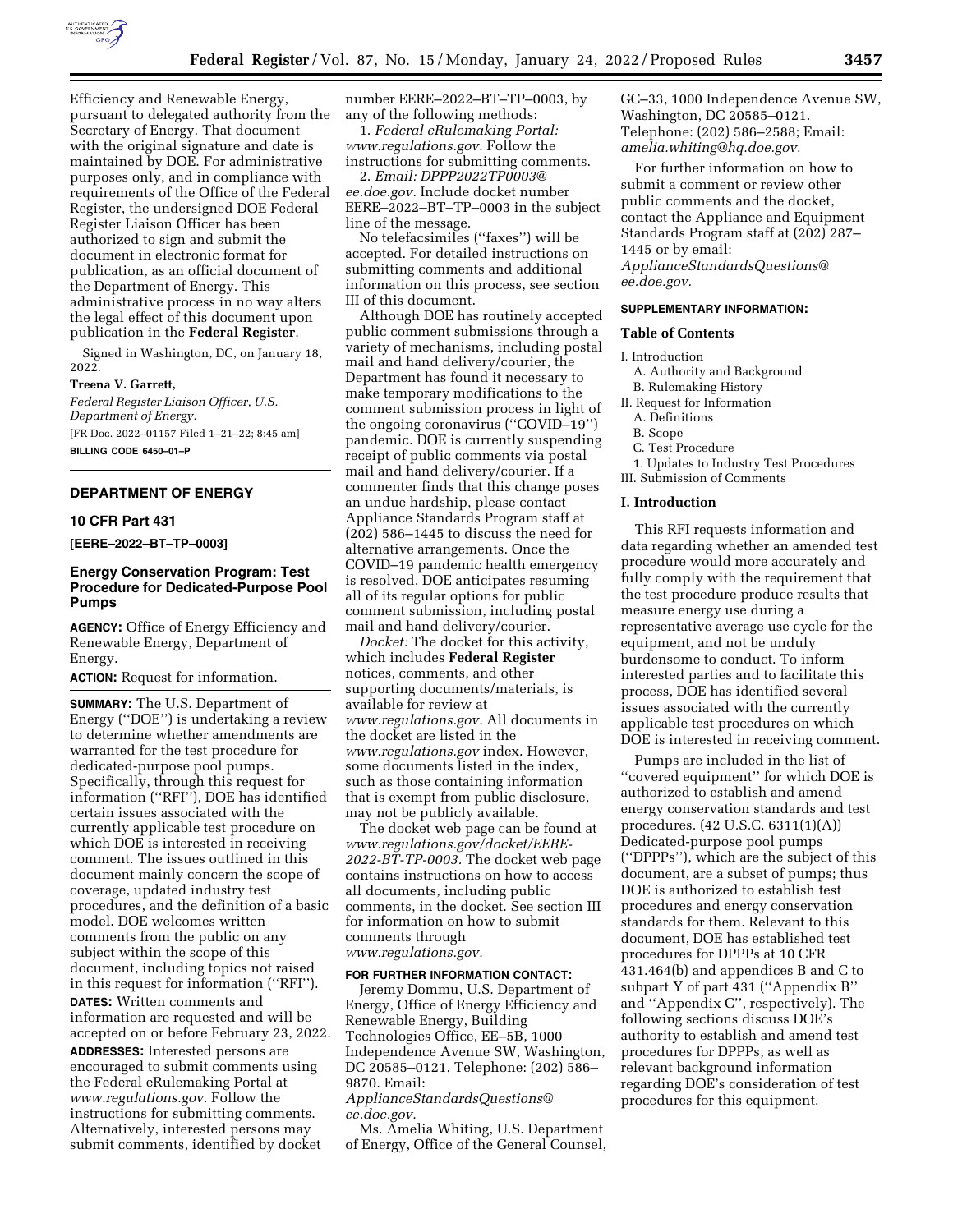Efficiency and Renewable Energy, pursuant to delegated authority from the Secretary of Energy. That document with the original signature and date is maintained by DOE. For administrative purposes only, and in compliance with requirements of the Office of the Federal Register, the undersigned DOE Federal Register Liaison Officer has been authorized to sign and submit the document in electronic format for publication, as an official document of the Department of Energy. This administrative process in no way alters the legal effect of this document upon publication in the **Federal Register**.

Signed in Washington, DC, on January 18, 2022.

**Treena V. Garrett,**

*Federal Register Liaison Officer, U.S. Department of Energy.*

[FR Doc. 2022–01157 Filed 1–21–22; 8:45 am]

**BILLING CODE 6450–01–P**

---

## DEPARTMENT OF ENERGY

### 10 CFR Part 431

**[EERE–2022–BT–TP–0003]**

### Energy Conservation Program: Test Procedure for Dedicated-Purpose Pool Pumps

**AGENCY:** Office of Energy Efficiency and Renewable Energy, Department of Energy.

**ACTION:** Request for information.

**SUMMARY:** The U.S. Department of Energy (''DOE'') is undertaking a review to determine whether amendments are warranted for the test procedure for dedicated-purpose pool pumps. Specifically, through this request for information (''RFI''), DOE has identified certain issues associated with the currently applicable test procedure on which DOE is interested in receiving comment. The issues outlined in this document mainly concern the scope of coverage, updated industry test procedures, and the definition of a basic model. DOE welcomes written comments from the public on any subject within the scope of this document, including topics not raised in this request for information (''RFI'').

**DATES:** Written comments and information are requested and will be accepted on or before February 23, 2022.

**ADDRESSES:** Interested persons are encouraged to submit comments using the Federal eRulemaking Portal at *www.regulations.gov.* Follow the instructions for submitting comments. Alternatively, interested persons may submit comments, identified by docket number EERE–2022–BT–TP–0003, by any of the following methods:

1. *Federal eRulemaking Portal: www.regulations.gov.* Follow the instructions for submitting comments.
2. *Email: DPPP2022TP0003@ee.doe.gov.* Include docket number EERE–2022–BT–TP–0003 in the subject line of the message.

No telefacsimiles (''faxes'') will be accepted. For detailed instructions on submitting comments and additional information on this process, see section III of this document.

Although DOE has routinely accepted public comment submissions through a variety of mechanisms, including postal mail and hand delivery/courier, the Department has found it necessary to make temporary modifications to the comment submission process in light of the ongoing coronavirus (''COVID–19'') pandemic. DOE is currently suspending receipt of public comments via postal mail and hand delivery/courier. If a commenter finds that this change poses an undue hardship, please contact Appliance Standards Program staff at (202) 586–1445 to discuss the need for alternative arrangements. Once the COVID–19 pandemic health emergency is resolved, DOE anticipates resuming all of its regular options for public comment submission, including postal mail and hand delivery/courier.

*Docket:* The docket for this activity, which includes **Federal Register** notices, comments, and other supporting documents/materials, is available for review at *www.regulations.gov.* All documents in the docket are listed in the *www.regulations.gov* index. However, some documents listed in the index, such as those containing information that is exempt from public disclosure, may not be publicly available.

The docket web page can be found at *www.regulations.gov/docket/EERE-2022-BT-TP-0003.* The docket web page contains instructions on how to access all documents, including public comments, in the docket. See section III for information on how to submit comments through *www.regulations.gov.*

**FOR FURTHER INFORMATION CONTACT:**

Jeremy Dommu, U.S. Department of Energy, Office of Energy Efficiency and Renewable Energy, Building Technologies Office, EE–5B, 1000 Independence Avenue SW, Washington, DC 20585–0121. Telephone: (202) 586–9870. Email: *ApplianceStandardsQuestions@ee.doe.gov.*

Ms. Amelia Whiting, U.S. Department of Energy, Office of the General Counsel, GC–33, 1000 Independence Avenue SW, Washington, DC 20585–0121. Telephone: (202) 586–2588; Email: *amelia.whiting@hq.doe.gov.*

For further information on how to submit a comment or review other public comments and the docket, contact the Appliance and Equipment Standards Program staff at (202) 287–1445 or by email: *ApplianceStandardsQuestions@ee.doe.gov.*

**SUPPLEMENTARY INFORMATION:**

**Table of Contents**

- I. Introduction
  - A. Authority and Background
  - B. Rulemaking History
- II. Request for Information
  - A. Definitions
  - B. Scope
  - C. Test Procedure
    - 1. Updates to Industry Test Procedures
- III. Submission of Comments

## I. Introduction

This RFI requests information and data regarding whether an amended test procedure would more accurately and fully comply with the requirement that the test procedure produce results that measure energy use during a representative average use cycle for the equipment, and not be unduly burdensome to conduct. To inform interested parties and to facilitate this process, DOE has identified several issues associated with the currently applicable test procedures on which DOE is interested in receiving comment.

Pumps are included in the list of ''covered equipment'' for which DOE is authorized to establish and amend energy conservation standards and test procedures. (42 U.S.C. 6311(1)(A)) Dedicated-purpose pool pumps (''DPPPs''), which are the subject of this document, are a subset of pumps; thus DOE is authorized to establish test procedures and energy conservation standards for them. Relevant to this document, DOE has established test procedures for DPPPs at 10 CFR 431.464(b) and appendices B and C to subpart Y of part 431 (''Appendix B'' and ''Appendix C'', respectively). The following sections discuss DOE's authority to establish and amend test procedures for DPPPs, as well as relevant background information regarding DOE's consideration of test procedures for this equipment.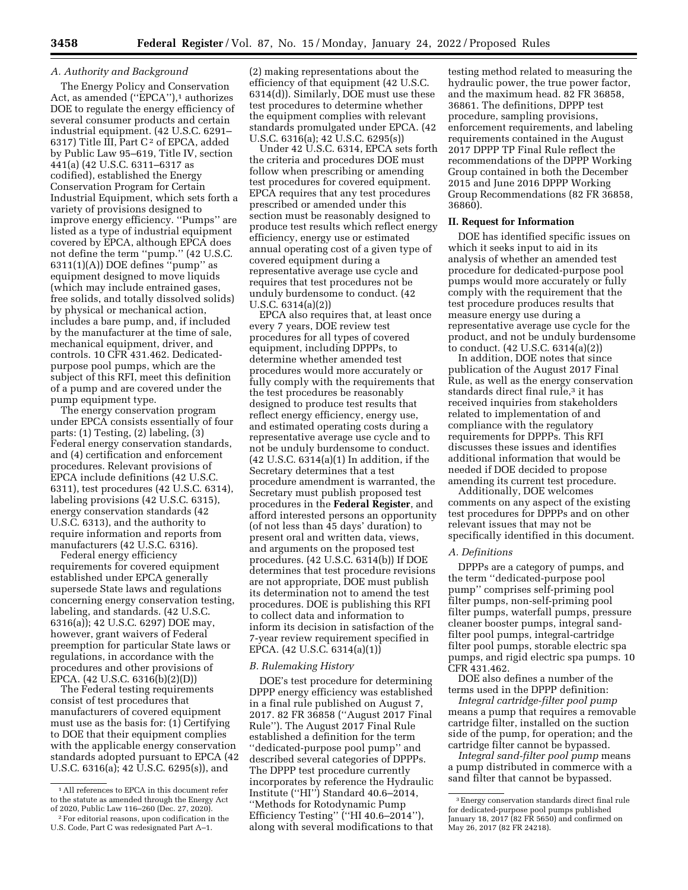### A. Authority and Background

The Energy Policy and Conservation Act, as amended ("EPCA"),[1] authorizes DOE to regulate the energy efficiency of several consumer products and certain industrial equipment. (42 U.S.C. 6291–6317) Title III, Part C[2] of EPCA, added by Public Law 95–619, Title IV, section 441(a) (42 U.S.C. 6311–6317 as codified), established the Energy Conservation Program for Certain Industrial Equipment, which sets forth a variety of provisions designed to improve energy efficiency. "Pumps" are listed as a type of industrial equipment covered by EPCA, although EPCA does not define the term "pump." (42 U.S.C. 6311(1)(A)) DOE defines "pump" as equipment designed to move liquids (which may include entrained gases, free solids, and totally dissolved solids) by physical or mechanical action, includes a bare pump, and, if included by the manufacturer at the time of sale, mechanical equipment, driver, and controls. 10 CFR 431.462. Dedicated-purpose pool pumps, which are the subject of this RFI, meet this definition of a pump and are covered under the pump equipment type.

The energy conservation program under EPCA consists essentially of four parts: (1) Testing, (2) labeling, (3) Federal energy conservation standards, and (4) certification and enforcement procedures. Relevant provisions of EPCA include definitions (42 U.S.C. 6311), test procedures (42 U.S.C. 6314), labeling provisions (42 U.S.C. 6315), energy conservation standards (42 U.S.C. 6313), and the authority to require information and reports from manufacturers (42 U.S.C. 6316).

Federal energy efficiency requirements for covered equipment established under EPCA generally supersede State laws and regulations concerning energy conservation testing, labeling, and standards. (42 U.S.C. 6316(a)); 42 U.S.C. 6297) DOE may, however, grant waivers of Federal preemption for particular State laws or regulations, in accordance with the procedures and other provisions of EPCA. (42 U.S.C. 6316(b)(2)(D))

The Federal testing requirements consist of test procedures that manufacturers of covered equipment must use as the basis for: (1) Certifying to DOE that their equipment complies with the applicable energy conservation standards adopted pursuant to EPCA (42 U.S.C. 6316(a); 42 U.S.C. 6295(s)), and (2) making representations about the efficiency of that equipment (42 U.S.C. 6314(d)). Similarly, DOE must use these test procedures to determine whether the equipment complies with relevant standards promulgated under EPCA. (42 U.S.C. 6316(a); 42 U.S.C. 6295(s))

Under 42 U.S.C. 6314, EPCA sets forth the criteria and procedures DOE must follow when prescribing or amending test procedures for covered equipment. EPCA requires that any test procedures prescribed or amended under this section must be reasonably designed to produce test results which reflect energy efficiency, energy use or estimated annual operating cost of a given type of covered equipment during a representative average use cycle and requires that test procedures not be unduly burdensome to conduct. (42 U.S.C. 6314(a)(2))

EPCA also requires that, at least once every 7 years, DOE review test procedures for all types of covered equipment, including DPPPs, to determine whether amended test procedures would more accurately or fully comply with the requirements that the test procedures be reasonably designed to produce test results that reflect energy efficiency, energy use, and estimated operating costs during a representative average use cycle and to not be unduly burdensome to conduct. (42 U.S.C. 6314(a)(1) In addition, if the Secretary determines that a test procedure amendment is warranted, the Secretary must publish proposed test procedures in the **Federal Register**, and afford interested persons an opportunity (of not less than 45 days' duration) to present oral and written data, views, and arguments on the proposed test procedures. (42 U.S.C. 6314(b)) If DOE determines that test procedure revisions are not appropriate, DOE must publish its determination not to amend the test procedures. DOE is publishing this RFI to collect data and information to inform its decision in satisfaction of the 7-year review requirement specified in EPCA. (42 U.S.C. 6314(a)(1))

### B. Rulemaking History

DOE's test procedure for determining DPPP energy efficiency was established in a final rule published on August 7, 2017. 82 FR 36858 ("August 2017 Final Rule"). The August 2017 Final Rule established a definition for the term "dedicated-purpose pool pump" and described several categories of DPPPs. The DPPP test procedure currently incorporates by reference the Hydraulic Institute ("HI") Standard 40.6–2014, "Methods for Rotodynamic Pump Efficiency Testing" ("HI 40.6–2014"), along with several modifications to that testing method related to measuring the hydraulic power, the true power factor, and the maximum head. 82 FR 36858, 36861. The definitions, DPPP test procedure, sampling provisions, enforcement requirements, and labeling requirements contained in the August 2017 DPPP TP Final Rule reflect the recommendations of the DPPP Working Group contained in both the December 2015 and June 2016 DPPP Working Group Recommendations (82 FR 36858, 36860).

## II. Request for Information

DOE has identified specific issues on which it seeks input to aid in its analysis of whether an amended test procedure for dedicated-purpose pool pumps would more accurately or fully comply with the requirement that the test procedure produces results that measure energy use during a representative average use cycle for the product, and not be unduly burdensome to conduct. (42 U.S.C. 6314(a)(2))

In addition, DOE notes that since publication of the August 2017 Final Rule, as well as the energy conservation standards direct final rule,[3] it has received inquiries from stakeholders related to implementation of and compliance with the regulatory requirements for DPPPs. This RFI discusses these issues and identifies additional information that would be needed if DOE decided to propose amending its current test procedure.

Additionally, DOE welcomes comments on any aspect of the existing test procedures for DPPPs and on other relevant issues that may not be specifically identified in this document.

### A. Definitions

DPPPs are a category of pumps, and the term "dedicated-purpose pool pump" comprises self-priming pool filter pumps, non-self-priming pool filter pumps, waterfall pumps, pressure cleaner booster pumps, integral sand-filter pool pumps, integral-cartridge filter pool pumps, storable electric spa pumps, and rigid electric spa pumps. 10 CFR 431.462.

DOE also defines a number of the terms used in the DPPP definition:

*Integral cartridge-filter pool pump* means a pump that requires a removable cartridge filter, installed on the suction side of the pump, for operation; and the cartridge filter cannot be bypassed.

*Integral sand-filter pool pump* means a pump distributed in commerce with a sand filter that cannot be bypassed.

---

[1] All references to EPCA in this document refer to the statute as amended through the Energy Act of 2020, Public Law 116–260 (Dec. 27, 2020).

[2] For editorial reasons, upon codification in the U.S. Code, Part C was redesignated Part A–1.

[3] Energy conservation standards direct final rule for dedicated-purpose pool pumps published January 18, 2017 (82 FR 5650) and confirmed on May 26, 2017 (82 FR 24218).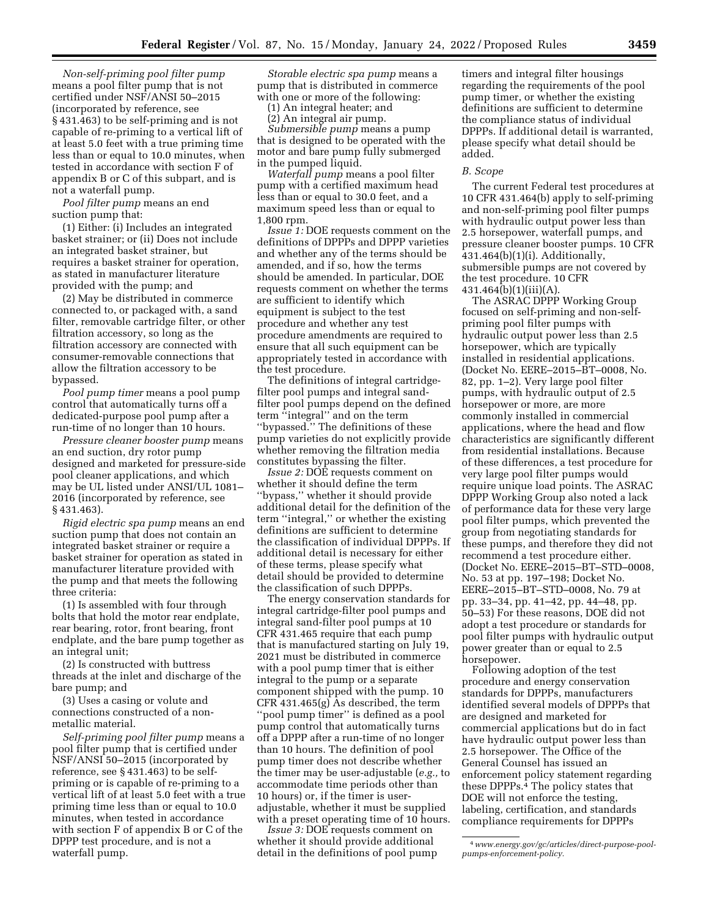*Non-self-priming pool filter pump* means a pool filter pump that is not certified under NSF/ANSI 50–2015 (incorporated by reference, see § 431.463) to be self-priming and is not capable of re-priming to a vertical lift of at least 5.0 feet with a true priming time less than or equal to 10.0 minutes, when tested in accordance with section F of appendix B or C of this subpart, and is not a waterfall pump.

*Pool filter pump* means an end suction pump that:

(1) Either: (i) Includes an integrated basket strainer; or (ii) Does not include an integrated basket strainer, but requires a basket strainer for operation, as stated in manufacturer literature provided with the pump; and

(2) May be distributed in commerce connected to, or packaged with, a sand filter, removable cartridge filter, or other filtration accessory, so long as the filtration accessory are connected with consumer-removable connections that allow the filtration accessory to be bypassed.

*Pool pump timer* means a pool pump control that automatically turns off a dedicated-purpose pool pump after a run-time of no longer than 10 hours.

*Pressure cleaner booster pump* means an end suction, dry rotor pump designed and marketed for pressure-side pool cleaner applications, and which may be UL listed under ANSI/UL 1081–2016 (incorporated by reference, see § 431.463).

*Rigid electric spa pump* means an end suction pump that does not contain an integrated basket strainer or require a basket strainer for operation as stated in manufacturer literature provided with the pump and that meets the following three criteria:

(1) Is assembled with four through bolts that hold the motor rear endplate, rear bearing, rotor, front bearing, front endplate, and the bare pump together as an integral unit;

(2) Is constructed with buttress threads at the inlet and discharge of the bare pump; and

(3) Uses a casing or volute and connections constructed of a non-metallic material.

*Self-priming pool filter pump* means a pool filter pump that is certified under NSF/ANSI 50–2015 (incorporated by reference, see § 431.463) to be self-priming or is capable of re-priming to a vertical lift of at least 5.0 feet with a true priming time less than or equal to 10.0 minutes, when tested in accordance with section F of appendix B or C of the DPPP test procedure, and is not a waterfall pump.

*Storable electric spa pump* means a pump that is distributed in commerce with one or more of the following:

(1) An integral heater; and

(2) An integral air pump.

*Submersible pump* means a pump that is designed to be operated with the motor and bare pump fully submerged in the pumped liquid.

*Waterfall pump* means a pool filter pump with a certified maximum head less than or equal to 30.0 feet, and a maximum speed less than or equal to 1,800 rpm.

*Issue 1:* DOE requests comment on the definitions of DPPPs and DPPP varieties and whether any of the terms should be amended, and if so, how the terms should be amended. In particular, DOE requests comment on whether the terms are sufficient to identify which equipment is subject to the test procedure and whether any test procedure amendments are required to ensure that all such equipment can be appropriately tested in accordance with the test procedure.

The definitions of integral cartridge-filter pool pumps and integral sand-filter pool pumps depend on the defined term "integral" and on the term "bypassed." The definitions of these pump varieties do not explicitly provide whether removing the filtration media constitutes bypassing the filter.

*Issue 2:* DOE requests comment on whether it should define the term "bypass," whether it should provide additional detail for the definition of the term "integral," or whether the existing definitions are sufficient to determine the classification of individual DPPPs. If additional detail is necessary for either of these terms, please specify what detail should be provided to determine the classification of such DPPPs.

The energy conservation standards for integral cartridge-filter pool pumps and integral sand-filter pool pumps at 10 CFR 431.465 require that each pump that is manufactured starting on July 19, 2021 must be distributed in commerce with a pool pump timer that is either integral to the pump or a separate component shipped with the pump. 10 CFR 431.465(g) As described, the term "pool pump timer" is defined as a pool pump control that automatically turns off a DPPP after a run-time of no longer than 10 hours. The definition of pool pump timer does not describe whether the timer may be user-adjustable (*e.g.,* to accommodate time periods other than 10 hours) or, if the timer is user-adjustable, whether it must be supplied with a preset operating time of 10 hours.

*Issue 3:* DOE requests comment on whether it should provide additional detail in the definitions of pool pump timers and integral filter housings regarding the requirements of the pool pump timer, or whether the existing definitions are sufficient to determine the compliance status of individual DPPPs. If additional detail is warranted, please specify what detail should be added.

### *B. Scope*

The current Federal test procedures at 10 CFR 431.464(b) apply to self-priming and non-self-priming pool filter pumps with hydraulic output power less than 2.5 horsepower, waterfall pumps, and pressure cleaner booster pumps. 10 CFR 431.464(b)(1)(i). Additionally, submersible pumps are not covered by the test procedure. 10 CFR 431.464(b)(1)(iii)(A).

The ASRAC DPPP Working Group focused on self-priming and non-self-priming pool filter pumps with hydraulic output power less than 2.5 horsepower, which are typically installed in residential applications. (Docket No. EERE–2015–BT–0008, No. 82, pp. 1–2). Very large pool filter pumps, with hydraulic output of 2.5 horsepower or more, are more commonly installed in commercial applications, where the head and flow characteristics are significantly different from residential installations. Because of these differences, a test procedure for very large pool filter pumps would require unique load points. The ASRAC DPPP Working Group also noted a lack of performance data for these very large pool filter pumps, which prevented the group from negotiating standards for these pumps, and therefore they did not recommend a test procedure either. (Docket No. EERE–2015–BT–STD–0008, No. 53 at pp. 197–198; Docket No. EERE–2015–BT–STD–0008, No. 79 at pp. 33–34, pp. 41–42, pp. 44–48, pp. 50–53) For these reasons, DOE did not adopt a test procedure or standards for pool filter pumps with hydraulic output power greater than or equal to 2.5 horsepower.

Following adoption of the test procedure and energy conservation standards for DPPPs, manufacturers identified several models of DPPPs that are designed and marketed for commercial applications but do in fact have hydraulic output power less than 2.5 horsepower. The Office of the General Counsel has issued an enforcement policy statement regarding these DPPPs.[4] The policy states that DOE will not enforce the testing, labeling, certification, and standards compliance requirements for DPPPs

[4] *www.energy.gov/gc/articles/direct-purpose-pool-pumps-enforcement-policy.*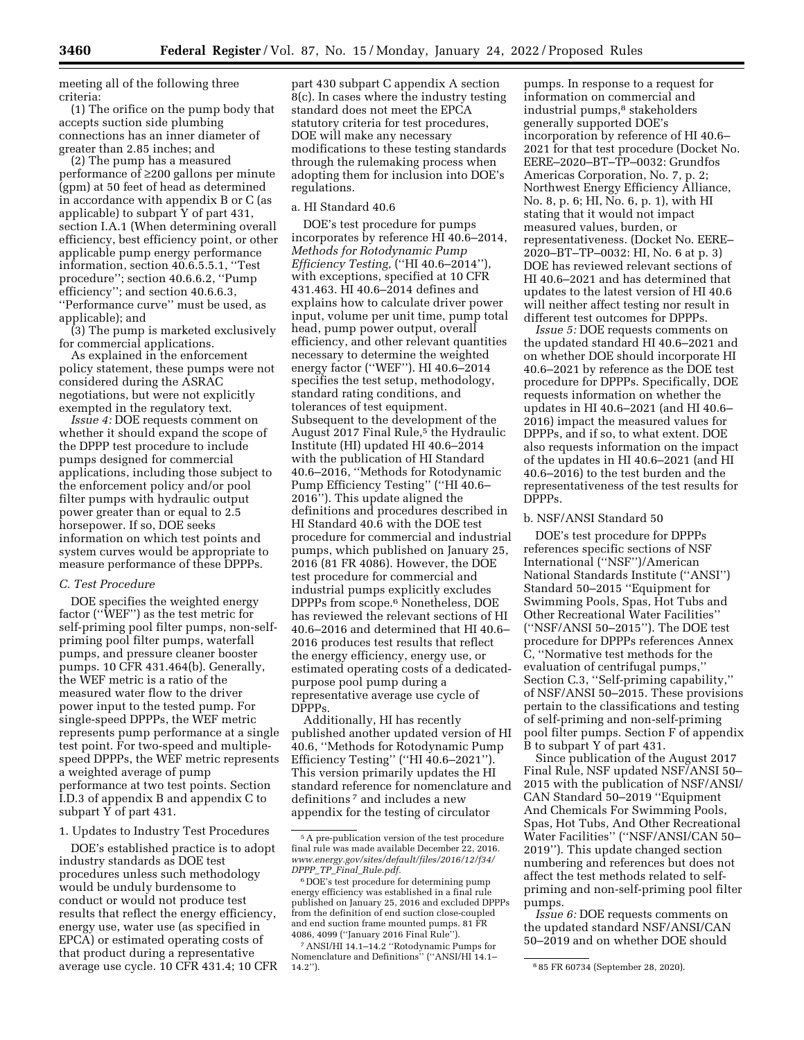meeting all of the following three criteria:

(1) The orifice on the pump body that accepts suction side plumbing connections has an inner diameter of greater than 2.85 inches; and

(2) The pump has a measured performance of ≥200 gallons per minute (gpm) at 50 feet of head as determined in accordance with appendix B or C (as applicable) to subpart Y of part 431, section I.A.1 (When determining overall efficiency, best efficiency point, or other applicable pump energy performance information, section 40.6.5.5.1, ''Test procedure''; section 40.6.6.2, ''Pump efficiency''; and section 40.6.6.3, ''Performance curve'' must be used, as applicable); and

(3) The pump is marketed exclusively for commercial applications.

As explained in the enforcement policy statement, these pumps were not considered during the ASRAC negotiations, but were not explicitly exempted in the regulatory text.

*Issue 4:* DOE requests comment on whether it should expand the scope of the DPPP test procedure to include pumps designed for commercial applications, including those subject to the enforcement policy and/or pool filter pumps with hydraulic output power greater than or equal to 2.5 horsepower. If so, DOE seeks information on which test points and system curves would be appropriate to measure performance of these DPPPs.

### *C. Test Procedure*

DOE specifies the weighted energy factor (''WEF'') as the test metric for self-priming pool filter pumps, non-self-priming pool filter pumps, waterfall pumps, and pressure cleaner booster pumps. 10 CFR 431.464(b). Generally, the WEF metric is a ratio of the measured water flow to the driver power input to the tested pump. For single-speed DPPPs, the WEF metric represents pump performance at a single test point. For two-speed and multiple-speed DPPPs, the WEF metric represents a weighted average of pump performance at two test points. Section I.D.3 of appendix B and appendix C to subpart Y of part 431.

#### 1. Updates to Industry Test Procedures

DOE's established practice is to adopt industry standards as DOE test procedures unless such methodology would be unduly burdensome to conduct or would not produce test results that reflect the energy efficiency, energy use, water use (as specified in EPCA) or estimated operating costs of that product during a representative average use cycle. 10 CFR 431.4; 10 CFR part 430 subpart C appendix A section 8(c). In cases where the industry testing standard does not meet the EPCA statutory criteria for test procedures, DOE will make any necessary modifications to these testing standards through the rulemaking process when adopting them for inclusion into DOE's regulations.

##### a. HI Standard 40.6

DOE's test procedure for pumps incorporates by reference HI 40.6–2014, *Methods for Rotodynamic Pump Efficiency Testing,* (''HI 40.6–2014''), with exceptions, specified at 10 CFR 431.463. HI 40.6–2014 defines and explains how to calculate driver power input, volume per unit time, pump total head, pump power output, overall efficiency, and other relevant quantities necessary to determine the weighted energy factor (''WEF''). HI 40.6–2014 specifies the test setup, methodology, standard rating conditions, and tolerances of test equipment. Subsequent to the development of the August 2017 Final Rule,[5] the Hydraulic Institute (HI) updated HI 40.6–2014 with the publication of HI Standard 40.6–2016, ''Methods for Rotodynamic Pump Efficiency Testing'' (''HI 40.6–2016''). This update aligned the definitions and procedures described in HI Standard 40.6 with the DOE test procedure for commercial and industrial pumps, which published on January 25, 2016 (81 FR 4086). However, the DOE test procedure for commercial and industrial pumps explicitly excludes DPPPs from scope.[6] Nonetheless, DOE has reviewed the relevant sections of HI 40.6–2016 and determined that HI 40.6–2016 produces test results that reflect the energy efficiency, energy use, or estimated operating costs of a dedicated-purpose pool pump during a representative average use cycle of DPPPs.

Additionally, HI has recently published another updated version of HI 40.6, ''Methods for Rotodynamic Pump Efficiency Testing'' (''HI 40.6–2021''). This version primarily updates the HI standard reference for nomenclature and definitions [7] and includes a new appendix for the testing of circulator pumps. In response to a request for information on commercial and industrial pumps,[8] stakeholders generally supported DOE's incorporation by reference of HI 40.6–2021 for that test procedure (Docket No. EERE–2020–BT–TP–0032: Grundfos Americas Corporation, No. 7, p. 2; Northwest Energy Efficiency Alliance, No. 8, p. 6; HI, No. 6, p. 1), with HI stating that it would not impact measured values, burden, or representativeness. (Docket No. EERE–2020–BT–TP–0032: HI, No. 6 at p. 3) DOE has reviewed relevant sections of HI 40.6–2021 and has determined that updates to the latest version of HI 40.6 will neither affect testing nor result in different test outcomes for DPPPs.

*Issue 5:* DOE requests comments on the updated standard HI 40.6–2021 and on whether DOE should incorporate HI 40.6–2021 by reference as the DOE test procedure for DPPPs. Specifically, DOE requests information on whether the updates in HI 40.6–2021 (and HI 40.6–2016) impact the measured values for DPPPs, and if so, to what extent. DOE also requests information on the impact of the updates in HI 40.6–2021 (and HI 40.6–2016) to the test burden and the representativeness of the test results for DPPPs.

##### b. NSF/ANSI Standard 50

DOE's test procedure for DPPPs references specific sections of NSF International (''NSF'')/American National Standards Institute (''ANSI'') Standard 50–2015 ''Equipment for Swimming Pools, Spas, Hot Tubs and Other Recreational Water Facilities'' (''NSF/ANSI 50–2015''). The DOE test procedure for DPPPs references Annex C, ''Normative test methods for the evaluation of centrifugal pumps,'' Section C.3, ''Self-priming capability,'' of NSF/ANSI 50–2015. These provisions pertain to the classifications and testing of self-priming and non-self-priming pool filter pumps. Section F of appendix B to subpart Y of part 431.

Since publication of the August 2017 Final Rule, NSF updated NSF/ANSI 50–2015 with the publication of NSF/ANSI/CAN Standard 50–2019 ''Equipment And Chemicals For Swimming Pools, Spas, Hot Tubs, And Other Recreational Water Facilities'' (''NSF/ANSI/CAN 50–2019''). This update changed section numbering and references but does not affect the test methods related to self-priming and non-self-priming pool filter pumps.

*Issue 6:* DOE requests comments on the updated standard NSF/ANSI/CAN 50–2019 and on whether DOE should

---

[5] A pre-publication version of the test procedure final rule was made available December 22, 2016. *www.energy.gov/sites/default/files/2016/12/f34/DPPP_TP_Final_Rule.pdf.*

[6] DOE's test procedure for determining pump energy efficiency was established in a final rule published on January 25, 2016 and excluded DPPPs from the definition of end suction close-coupled and end suction frame mounted pumps. 81 FR 4086, 4099 (''January 2016 Final Rule'').

[7] ANSI/HI 14.1–14.2 ''Rotodynamic Pumps for Nomenclature and Definitions'' (''ANSI/HI 14.1–14.2'').

[8] 85 FR 60734 (September 28, 2020).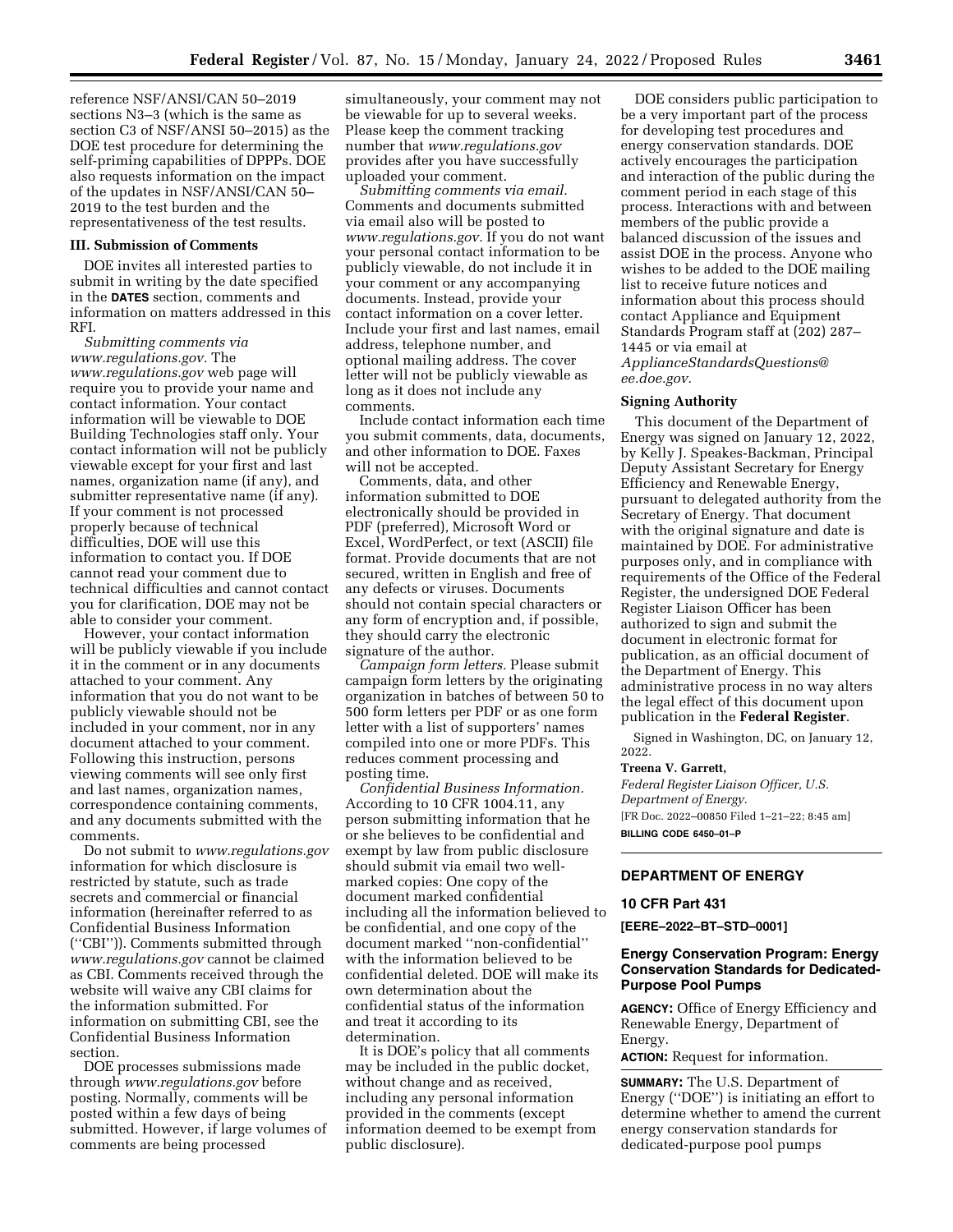reference NSF/ANSI/CAN 50–2019 sections N3–3 (which is the same as section C3 of NSF/ANSI 50–2015) as the DOE test procedure for determining the self-priming capabilities of DPPPs. DOE also requests information on the impact of the updates in NSF/ANSI/CAN 50–2019 to the test burden and the representativeness of the test results.

### III. Submission of Comments

DOE invites all interested parties to submit in writing by the date specified in the **DATES** section, comments and information on matters addressed in this RFI.

*Submitting comments via www.regulations.gov.* The *www.regulations.gov* web page will require you to provide your name and contact information. Your contact information will be viewable to DOE Building Technologies staff only. Your contact information will not be publicly viewable except for your first and last names, organization name (if any), and submitter representative name (if any). If your comment is not processed properly because of technical difficulties, DOE will use this information to contact you. If DOE cannot read your comment due to technical difficulties and cannot contact you for clarification, DOE may not be able to consider your comment.

However, your contact information will be publicly viewable if you include it in the comment or in any documents attached to your comment. Any information that you do not want to be publicly viewable should not be included in your comment, nor in any document attached to your comment. Following this instruction, persons viewing comments will see only first and last names, organization names, correspondence containing comments, and any documents submitted with the comments.

Do not submit to *www.regulations.gov* information for which disclosure is restricted by statute, such as trade secrets and commercial or financial information (hereinafter referred to as Confidential Business Information (''CBI'')). Comments submitted through *www.regulations.gov* cannot be claimed as CBI. Comments received through the website will waive any CBI claims for the information submitted. For information on submitting CBI, see the Confidential Business Information section.

DOE processes submissions made through *www.regulations.gov* before posting. Normally, comments will be posted within a few days of being submitted. However, if large volumes of comments are being processed simultaneously, your comment may not be viewable for up to several weeks. Please keep the comment tracking number that *www.regulations.gov* provides after you have successfully uploaded your comment.

*Submitting comments via email.* Comments and documents submitted via email also will be posted to *www.regulations.gov.* If you do not want your personal contact information to be publicly viewable, do not include it in your comment or any accompanying documents. Instead, provide your contact information on a cover letter. Include your first and last names, email address, telephone number, and optional mailing address. The cover letter will not be publicly viewable as long as it does not include any comments.

Include contact information each time you submit comments, data, documents, and other information to DOE. Faxes will not be accepted.

Comments, data, and other information submitted to DOE electronically should be provided in PDF (preferred), Microsoft Word or Excel, WordPerfect, or text (ASCII) file format. Provide documents that are not secured, written in English and free of any defects or viruses. Documents should not contain special characters or any form of encryption and, if possible, they should carry the electronic signature of the author.

*Campaign form letters.* Please submit campaign form letters by the originating organization in batches of between 50 to 500 form letters per PDF or as one form letter with a list of supporters' names compiled into one or more PDFs. This reduces comment processing and posting time.

*Confidential Business Information.* According to 10 CFR 1004.11, any person submitting information that he or she believes to be confidential and exempt by law from public disclosure should submit via email two well-marked copies: One copy of the document marked confidential including all the information believed to be confidential, and one copy of the document marked ''non-confidential'' with the information believed to be confidential deleted. DOE will make its own determination about the confidential status of the information and treat it according to its determination.

It is DOE's policy that all comments may be included in the public docket, without change and as received, including any personal information provided in the comments (except information deemed to be exempt from public disclosure).

DOE considers public participation to be a very important part of the process for developing test procedures and energy conservation standards. DOE actively encourages the participation and interaction of the public during the comment period in each stage of this process. Interactions with and between members of the public provide a balanced discussion of the issues and assist DOE in the process. Anyone who wishes to be added to the DOE mailing list to receive future notices and information about this process should contact Appliance and Equipment Standards Program staff at (202) 287–1445 or via email at *ApplianceStandardsQuestions@ee.doe.gov.*

### Signing Authority

This document of the Department of Energy was signed on January 12, 2022, by Kelly J. Speakes-Backman, Principal Deputy Assistant Secretary for Energy Efficiency and Renewable Energy, pursuant to delegated authority from the Secretary of Energy. That document with the original signature and date is maintained by DOE. For administrative purposes only, and in compliance with requirements of the Office of the Federal Register, the undersigned DOE Federal Register Liaison Officer has been authorized to sign and submit the document in electronic format for publication, as an official document of the Department of Energy. This administrative process in no way alters the legal effect of this document upon publication in the **Federal Register**.

Signed in Washington, DC, on January 12, 2022.

**Treena V. Garrett,**

*Federal Register Liaison Officer, U.S. Department of Energy.*

[FR Doc. 2022–00850 Filed 1–21–22; 8:45 am]

**BILLING CODE 6450–01–P**

---

## DEPARTMENT OF ENERGY

### 10 CFR Part 431

**[EERE–2022–BT–STD–0001]**

### Energy Conservation Program: Energy Conservation Standards for Dedicated-Purpose Pool Pumps

**AGENCY:** Office of Energy Efficiency and Renewable Energy, Department of Energy.

**ACTION:** Request for information.

**SUMMARY:** The U.S. Department of Energy (''DOE'') is initiating an effort to determine whether to amend the current energy conservation standards for dedicated-purpose pool pumps